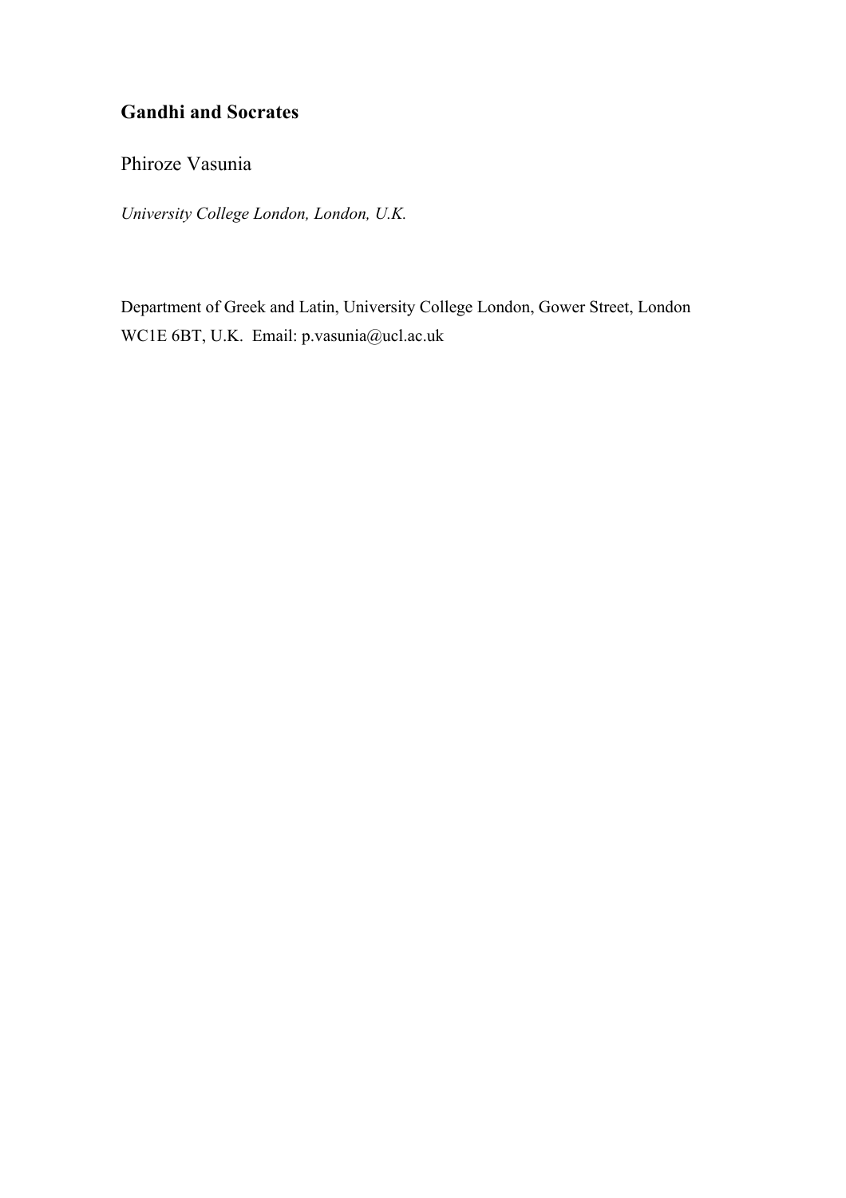# Gandhi and Socrates

Phiroze Vasunia

*University College London, London, U.K.*

Department of Greek and Latin, University College London, Gower Street, London WC1E 6BT, U.K. Email: p.vasunia@ucl.ac.uk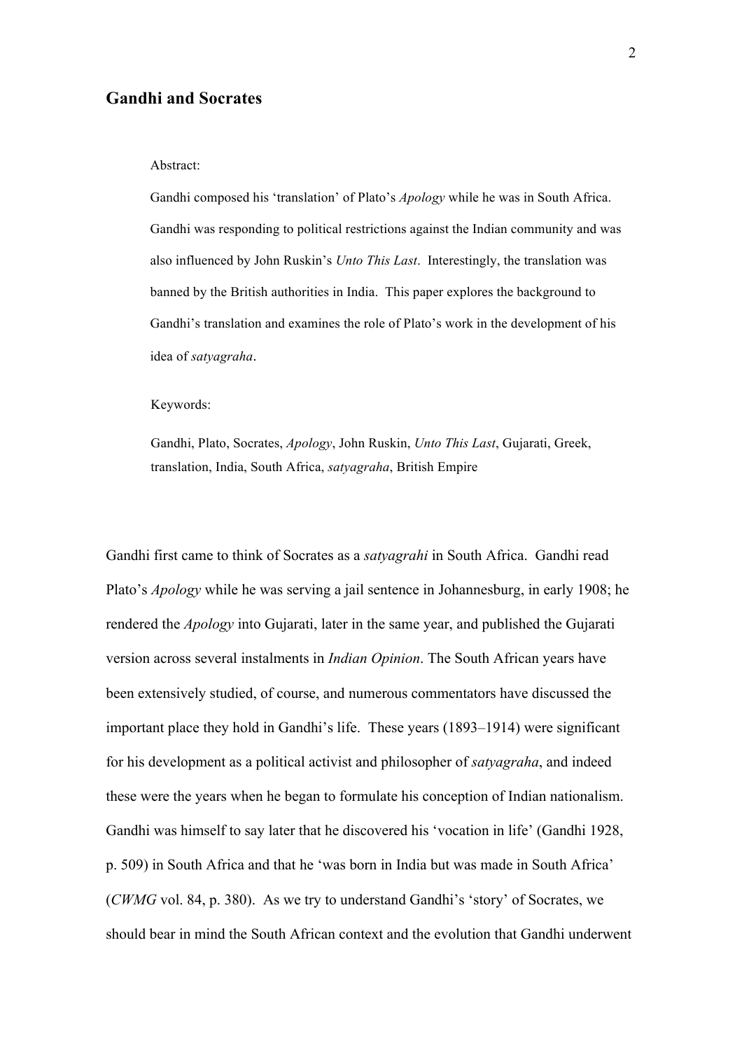## Gandhi and Socrates

Abstract:

Gandhi composed his 'translation' of Plato's *Apology* while he was in South Africa. Gandhi was responding to political restrictions against the Indian community and was also influenced by John Ruskin's *Unto This Last*. Interestingly, the translation was banned by the British authorities in India. This paper explores the background to Gandhi's translation and examines the role of Plato's work in the development of his idea of *satyagraha*.

Keywords:

Gandhi, Plato, Socrates, *Apology*, John Ruskin, *Unto This Last*, Gujarati, Greek, translation, India, South Africa, *satyagraha*, British Empire

Gandhi first came to think of Socrates as a *satyagrahi* in South Africa. Gandhi read Plato's *Apology* while he was serving a jail sentence in Johannesburg, in early 1908; he rendered the *Apology* into Gujarati, later in the same year, and published the Gujarati version across several instalments in *Indian Opinion*. The South African years have been extensively studied, of course, and numerous commentators have discussed the important place they hold in Gandhi's life. These years (1893–1914) were significant for his development as a political activist and philosopher of *satyagraha*, and indeed these were the years when he began to formulate his conception of Indian nationalism. Gandhi was himself to say later that he discovered his 'vocation in life' (Gandhi 1928, p. 509) in South Africa and that he 'was born in India but was made in South Africa' (*CWMG* vol. 84, p. 380). As we try to understand Gandhi's 'story' of Socrates, we should bear in mind the South African context and the evolution that Gandhi underwent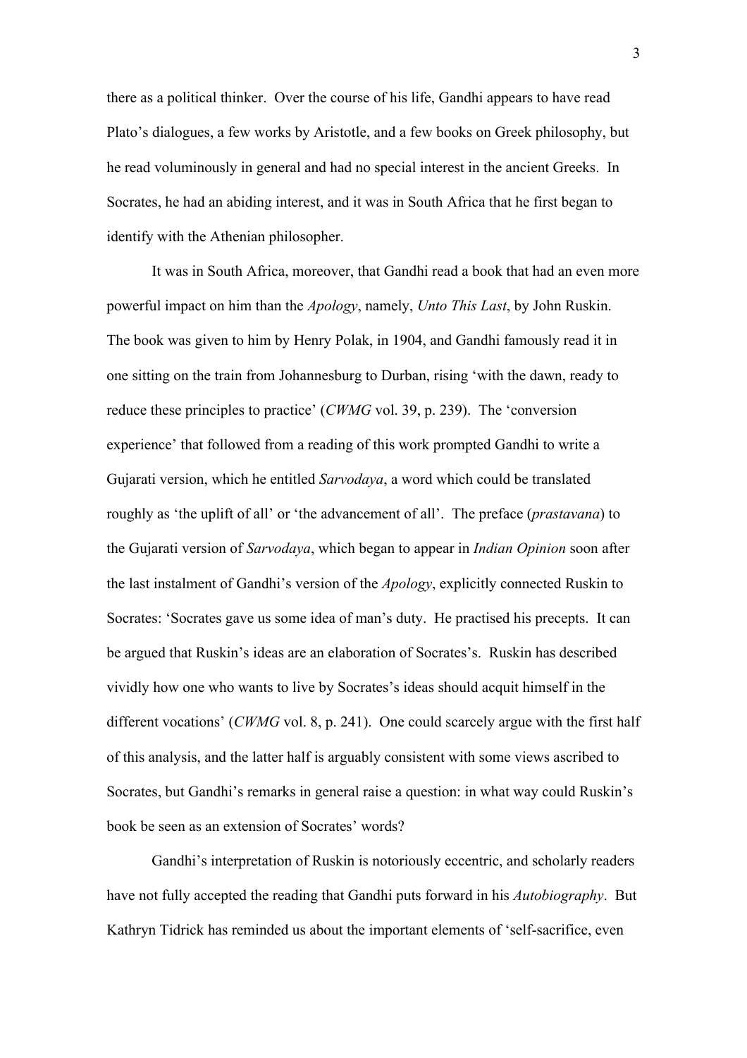there as a political thinker. Over the course of his life, Gandhi appears to have read Plato's dialogues, a few works by Aristotle, and a few books on Greek philosophy, but he read voluminously in general and had no special interest in the ancient Greeks. In Socrates, he had an abiding interest, and it was in South Africa that he first began to identify with the Athenian philosopher.

It was in South Africa, moreover, that Gandhi read a book that had an even more powerful impact on him than the *Apology*, namely, *Unto This Last*, by John Ruskin. The book was given to him by Henry Polak, in 1904, and Gandhi famously read it in one sitting on the train from Johannesburg to Durban, rising 'with the dawn, ready to reduce these principles to practice' (*CWMG* vol. 39, p. 239). The 'conversion experience' that followed from a reading of this work prompted Gandhi to write a Gujarati version, which he entitled *Sarvodaya*, a word which could be translated roughly as 'the uplift of all' or 'the advancement of all'. The preface (*prastavana*) to the Gujarati version of *Sarvodaya*, which began to appear in *Indian Opinion* soon after the last instalment of Gandhi's version of the *Apology*, explicitly connected Ruskin to Socrates: 'Socrates gave us some idea of man's duty. He practised his precepts. It can be argued that Ruskin's ideas are an elaboration of Socrates's. Ruskin has described vividly how one who wants to live by Socrates's ideas should acquit himself in the different vocations' (*CWMG* vol. 8, p. 241). One could scarcely argue with the first half of this analysis, and the latter half is arguably consistent with some views ascribed to Socrates, but Gandhi's remarks in general raise a question: in what way could Ruskin's book be seen as an extension of Socrates' words?

Gandhi's interpretation of Ruskin is notoriously eccentric, and scholarly readers have not fully accepted the reading that Gandhi puts forward in his *Autobiography*. But Kathryn Tidrick has reminded us about the important elements of 'self-sacrifice, even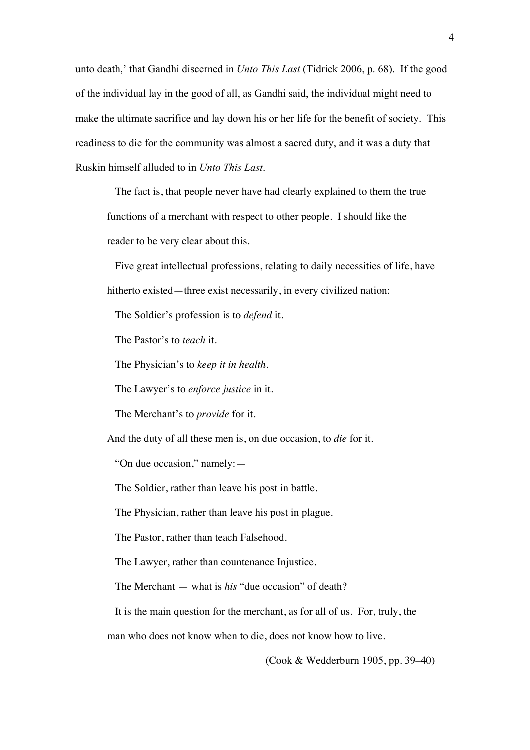unto death,' that Gandhi discerned in *Unto This Last* (Tidrick 2006, p. 68). If the good of the individual lay in the good of all, as Gandhi said, the individual might need to make the ultimate sacrifice and lay down his or her life for the benefit of society. This readiness to die for the community was almost a sacred duty, and it was a duty that Ruskin himself alluded to in *Unto This Last*.

> The fact is, that people never have had clearly explained to them the true functions of a merchant with respect to other people. I should like the reader to be very clear about this.
>
> Five great intellectual professions, relating to daily necessities of life, have hitherto existed—three exist necessarily, in every civilized nation:
>
> The Soldier's profession is to *defend* it.
>
> The Pastor's to *teach* it.
>
> The Physician's to *keep it in health*.
>
> The Lawyer's to *enforce justice* in it.
>
> The Merchant's to *provide* for it.
>
> And the duty of all these men is, on due occasion, to *die* for it.
>
> "On due occasion," namely:—
>
> The Soldier, rather than leave his post in battle.
>
> The Physician, rather than leave his post in plague.
>
> The Pastor, rather than teach Falsehood.
>
> The Lawyer, rather than countenance Injustice.
>
> The Merchant — what is *his* "due occasion" of death?
>
> It is the main question for the merchant, as for all of us. For, truly, the man who does not know when to die, does not know how to live.
>
> (Cook & Wedderburn 1905, pp. 39–40)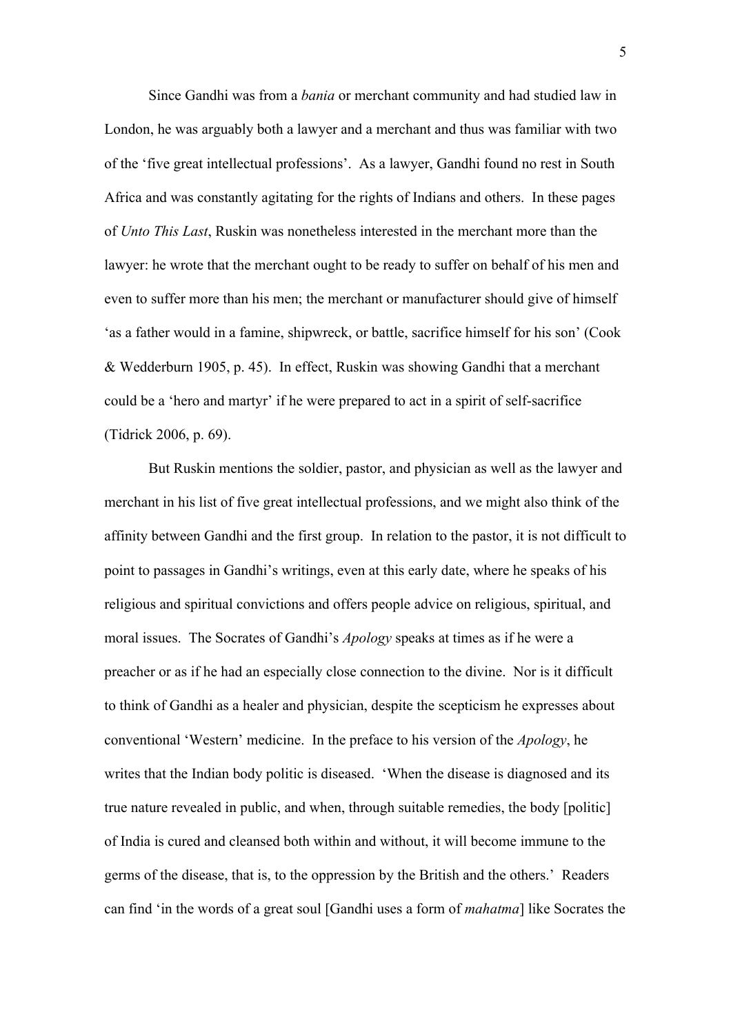Since Gandhi was from a *bania* or merchant community and had studied law in London, he was arguably both a lawyer and a merchant and thus was familiar with two of the 'five great intellectual professions'. As a lawyer, Gandhi found no rest in South Africa and was constantly agitating for the rights of Indians and others. In these pages of *Unto This Last*, Ruskin was nonetheless interested in the merchant more than the lawyer: he wrote that the merchant ought to be ready to suffer on behalf of his men and even to suffer more than his men; the merchant or manufacturer should give of himself 'as a father would in a famine, shipwreck, or battle, sacrifice himself for his son' (Cook & Wedderburn 1905, p. 45). In effect, Ruskin was showing Gandhi that a merchant could be a 'hero and martyr' if he were prepared to act in a spirit of self-sacrifice (Tidrick 2006, p. 69).

But Ruskin mentions the soldier, pastor, and physician as well as the lawyer and merchant in his list of five great intellectual professions, and we might also think of the affinity between Gandhi and the first group. In relation to the pastor, it is not difficult to point to passages in Gandhi's writings, even at this early date, where he speaks of his religious and spiritual convictions and offers people advice on religious, spiritual, and moral issues. The Socrates of Gandhi's *Apology* speaks at times as if he were a preacher or as if he had an especially close connection to the divine. Nor is it difficult to think of Gandhi as a healer and physician, despite the scepticism he expresses about conventional 'Western' medicine. In the preface to his version of the *Apology*, he writes that the Indian body politic is diseased. 'When the disease is diagnosed and its true nature revealed in public, and when, through suitable remedies, the body [politic] of India is cured and cleansed both within and without, it will become immune to the germs of the disease, that is, to the oppression by the British and the others.' Readers can find 'in the words of a great soul [Gandhi uses a form of *mahatma*] like Socrates the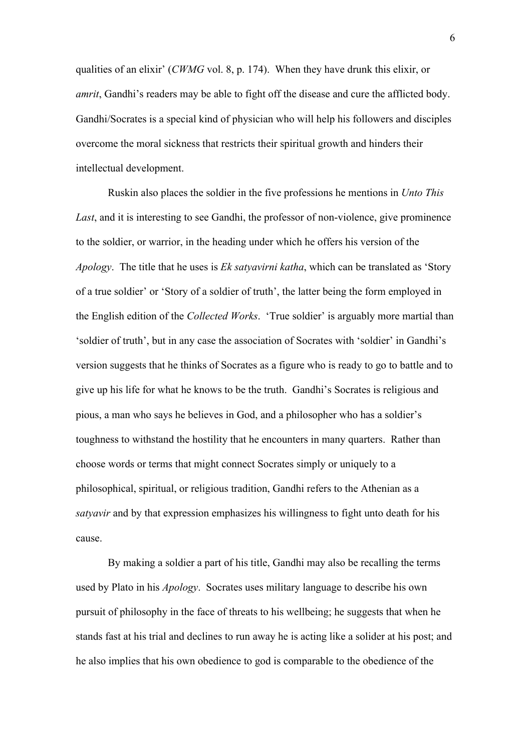qualities of an elixir' (*CWMG* vol. 8, p. 174). When they have drunk this elixir, or *amrit*, Gandhi's readers may be able to fight off the disease and cure the afflicted body. Gandhi/Socrates is a special kind of physician who will help his followers and disciples overcome the moral sickness that restricts their spiritual growth and hinders their intellectual development.

Ruskin also places the soldier in the five professions he mentions in *Unto This Last*, and it is interesting to see Gandhi, the professor of non-violence, give prominence to the soldier, or warrior, in the heading under which he offers his version of the *Apology*. The title that he uses is *Ek satyavirni katha*, which can be translated as 'Story of a true soldier' or 'Story of a soldier of truth', the latter being the form employed in the English edition of the *Collected Works*. 'True soldier' is arguably more martial than 'soldier of truth', but in any case the association of Socrates with 'soldier' in Gandhi's version suggests that he thinks of Socrates as a figure who is ready to go to battle and to give up his life for what he knows to be the truth. Gandhi's Socrates is religious and pious, a man who says he believes in God, and a philosopher who has a soldier's toughness to withstand the hostility that he encounters in many quarters. Rather than choose words or terms that might connect Socrates simply or uniquely to a philosophical, spiritual, or religious tradition, Gandhi refers to the Athenian as a *satyavir* and by that expression emphasizes his willingness to fight unto death for his cause.

By making a soldier a part of his title, Gandhi may also be recalling the terms used by Plato in his *Apology*. Socrates uses military language to describe his own pursuit of philosophy in the face of threats to his wellbeing; he suggests that when he stands fast at his trial and declines to run away he is acting like a solider at his post; and he also implies that his own obedience to god is comparable to the obedience of the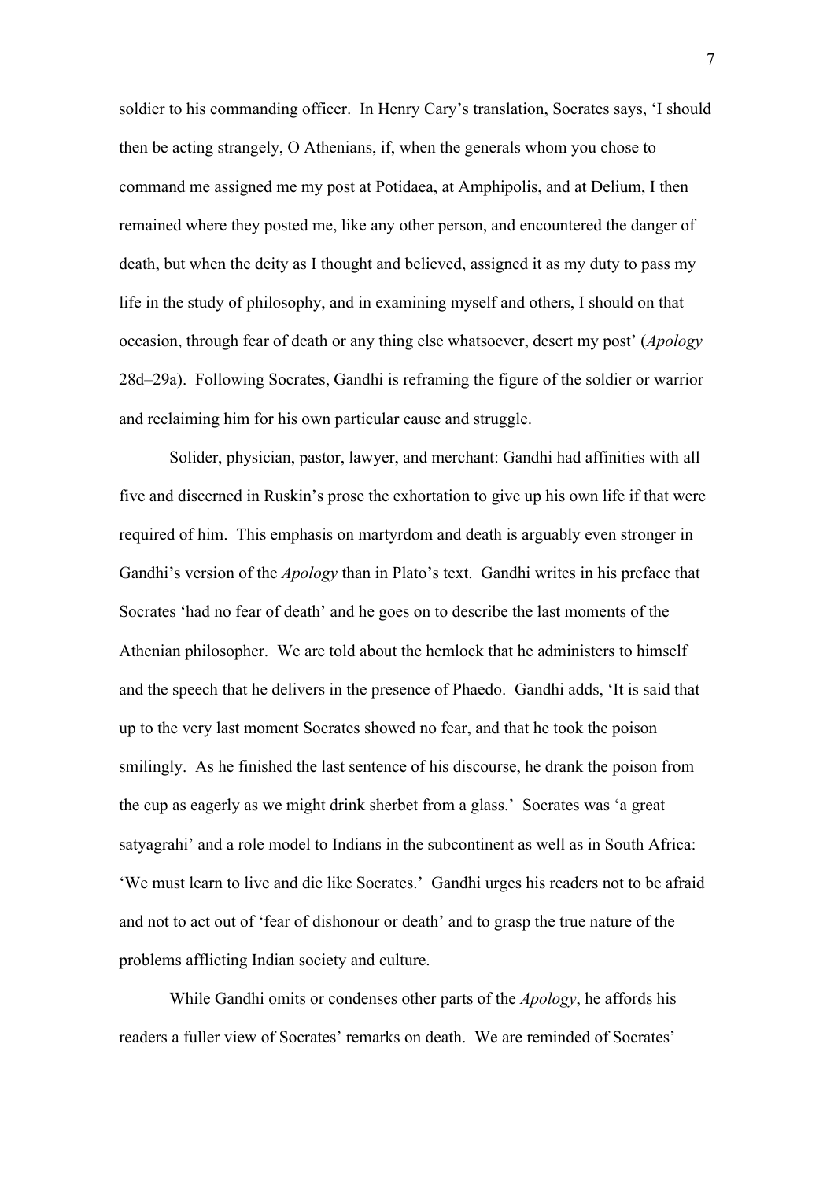soldier to his commanding officer. In Henry Cary's translation, Socrates says, 'I should then be acting strangely, O Athenians, if, when the generals whom you chose to command me assigned me my post at Potidaea, at Amphipolis, and at Delium, I then remained where they posted me, like any other person, and encountered the danger of death, but when the deity as I thought and believed, assigned it as my duty to pass my life in the study of philosophy, and in examining myself and others, I should on that occasion, through fear of death or any thing else whatsoever, desert my post' (*Apology* 28d–29a). Following Socrates, Gandhi is reframing the figure of the soldier or warrior and reclaiming him for his own particular cause and struggle.

Solider, physician, pastor, lawyer, and merchant: Gandhi had affinities with all five and discerned in Ruskin's prose the exhortation to give up his own life if that were required of him. This emphasis on martyrdom and death is arguably even stronger in Gandhi's version of the *Apology* than in Plato's text. Gandhi writes in his preface that Socrates 'had no fear of death' and he goes on to describe the last moments of the Athenian philosopher. We are told about the hemlock that he administers to himself and the speech that he delivers in the presence of Phaedo. Gandhi adds, 'It is said that up to the very last moment Socrates showed no fear, and that he took the poison smilingly. As he finished the last sentence of his discourse, he drank the poison from the cup as eagerly as we might drink sherbet from a glass.' Socrates was 'a great satyagrahi' and a role model to Indians in the subcontinent as well as in South Africa: 'We must learn to live and die like Socrates.' Gandhi urges his readers not to be afraid and not to act out of 'fear of dishonour or death' and to grasp the true nature of the problems afflicting Indian society and culture.

While Gandhi omits or condenses other parts of the *Apology*, he affords his readers a fuller view of Socrates' remarks on death. We are reminded of Socrates'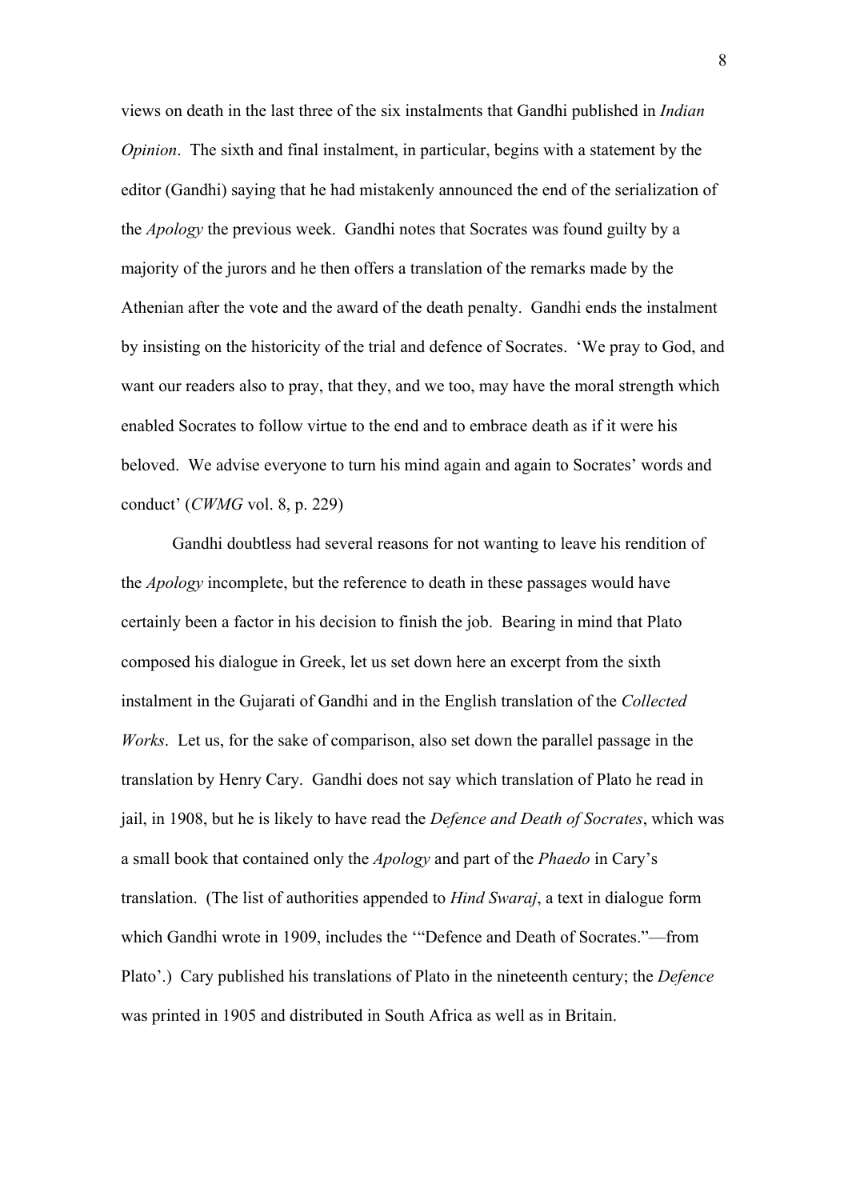views on death in the last three of the six instalments that Gandhi published in *Indian Opinion*. The sixth and final instalment, in particular, begins with a statement by the editor (Gandhi) saying that he had mistakenly announced the end of the serialization of the *Apology* the previous week. Gandhi notes that Socrates was found guilty by a majority of the jurors and he then offers a translation of the remarks made by the Athenian after the vote and the award of the death penalty. Gandhi ends the instalment by insisting on the historicity of the trial and defence of Socrates. 'We pray to God, and want our readers also to pray, that they, and we too, may have the moral strength which enabled Socrates to follow virtue to the end and to embrace death as if it were his beloved. We advise everyone to turn his mind again and again to Socrates' words and conduct' (*CWMG* vol. 8, p. 229)

Gandhi doubtless had several reasons for not wanting to leave his rendition of the *Apology* incomplete, but the reference to death in these passages would have certainly been a factor in his decision to finish the job. Bearing in mind that Plato composed his dialogue in Greek, let us set down here an excerpt from the sixth instalment in the Gujarati of Gandhi and in the English translation of the *Collected Works*. Let us, for the sake of comparison, also set down the parallel passage in the translation by Henry Cary. Gandhi does not say which translation of Plato he read in jail, in 1908, but he is likely to have read the *Defence and Death of Socrates*, which was a small book that contained only the *Apology* and part of the *Phaedo* in Cary's translation. (The list of authorities appended to *Hind Swaraj*, a text in dialogue form which Gandhi wrote in 1909, includes the '"Defence and Death of Socrates."—from Plato'.) Cary published his translations of Plato in the nineteenth century; the *Defence* was printed in 1905 and distributed in South Africa as well as in Britain.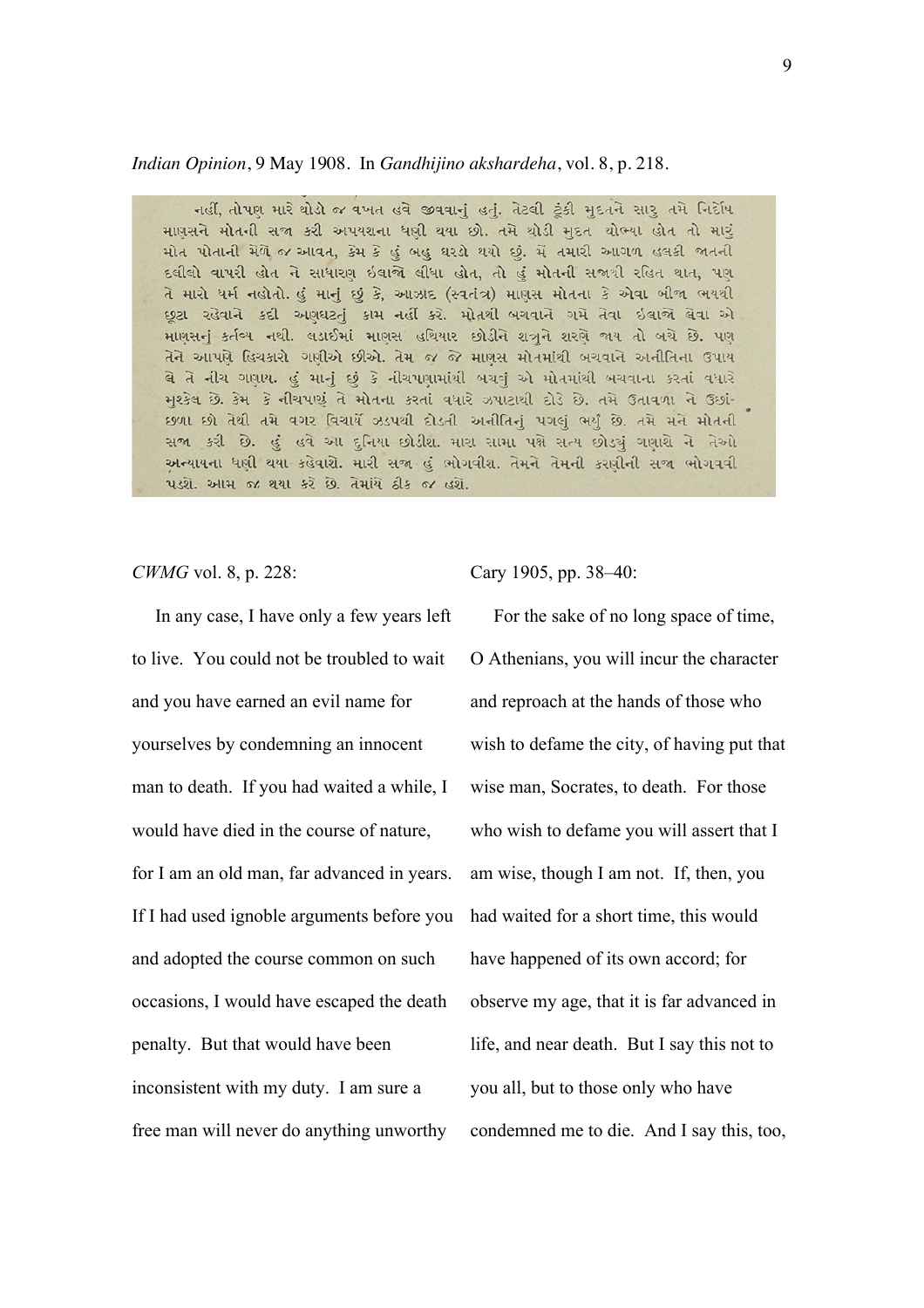*Indian Opinion*, 9 May 1908. In *Gandhijino akshardeha*, vol. 8, p. 218.

નહીં, તોપણ મારે થોડો જ વખત હવે જીવવાનું હતું. તેટલી ટૂંકી મુદતને સારુ તમે નિર્દોષ માણસને મોતની સજા કરી અપયશના ધણી થયા છો. તમે થોડી મુદત થોભ્યા હોત તો મારું મોત પોતાની મેળે જ આવત, કેમ કે હું બહુ ઘરડો થયો છું. મેં તમારી આગળ હલકી જાતની દલીલો વાપરી હોત ને સાધારણ ઇલાજો લીધા હોત, તો હું મોતની સજાથી રહિત થાત, પણ તે મારો ધર્મ નહોતો. હું માનું છું કે, આઝાદ (સ્વતંત્ર) માણસ મોતના કે એવા બીજા ભયથી છૂટા રહેવાને કદી અણઘટતું કામ નહીં કરે. મોતથી બચવાને ગમે તેવા ઇલાજો લેવા એ માણસનું કર્તવ્ય નથી. લડાઈમાં માણસ હથિયાર છોડીને શત્રુને શરણે જાય તો બચે છે. પણ તેને આપણે હિચકારો ગણીએ છીએ. તેમ જ જે માણસ મોતમાંથી બચવાને અનીતિના ઉપાય લે તે નીચ ગણાય. હું માનું છું કે નીચપણામાંથી બચવું એ મોતમાંથી બચવાના કરતાં વધારે મુશ્કેલ છે. કેમ કે નીચપણું તે મોતના કરતાં વધારે ઝપાટાથી દોડે છે. તમે ઉતાવળા ને ઉછાંછળા છો તેથી તમે વગર વિચાર્યે ઝડપથી દોડતી અનીતિનું પગલું ભર્યું છે. તમે મને મોતની સજા કરી છે. હું હવે આ દુનિયા છોડીશ. મારા સામા પક્ષે સત્ય છોડ્યું ગણાશે ને તેઓ અન્યાયના ધણી થયા કહેવાશે. મારી સજા હું ભોગવીશ. તેમને તેમની કરણીની સજા ભોગવવી પડશે. આમ જ થયા કરે છે. તેમાંયે ઠીક જ હશે.

*CWMG* vol. 8, p. 228:

In any case, I have only a few years left to live. You could not be troubled to wait and you have earned an evil name for yourselves by condemning an innocent man to death. If you had waited a while, I would have died in the course of nature, for I am an old man, far advanced in years. If I had used ignoble arguments before you and adopted the course common on such occasions, I would have escaped the death penalty. But that would have been inconsistent with my duty. I am sure a free man will never do anything unworthy

Cary 1905, pp. 38–40:

For the sake of no long space of time, O Athenians, you will incur the character and reproach at the hands of those who wish to defame the city, of having put that wise man, Socrates, to death. For those who wish to defame you will assert that I am wise, though I am not. If, then, you had waited for a short time, this would have happened of its own accord; for observe my age, that it is far advanced in life, and near death. But I say this not to you all, but to those only who have condemned me to die. And I say this, too,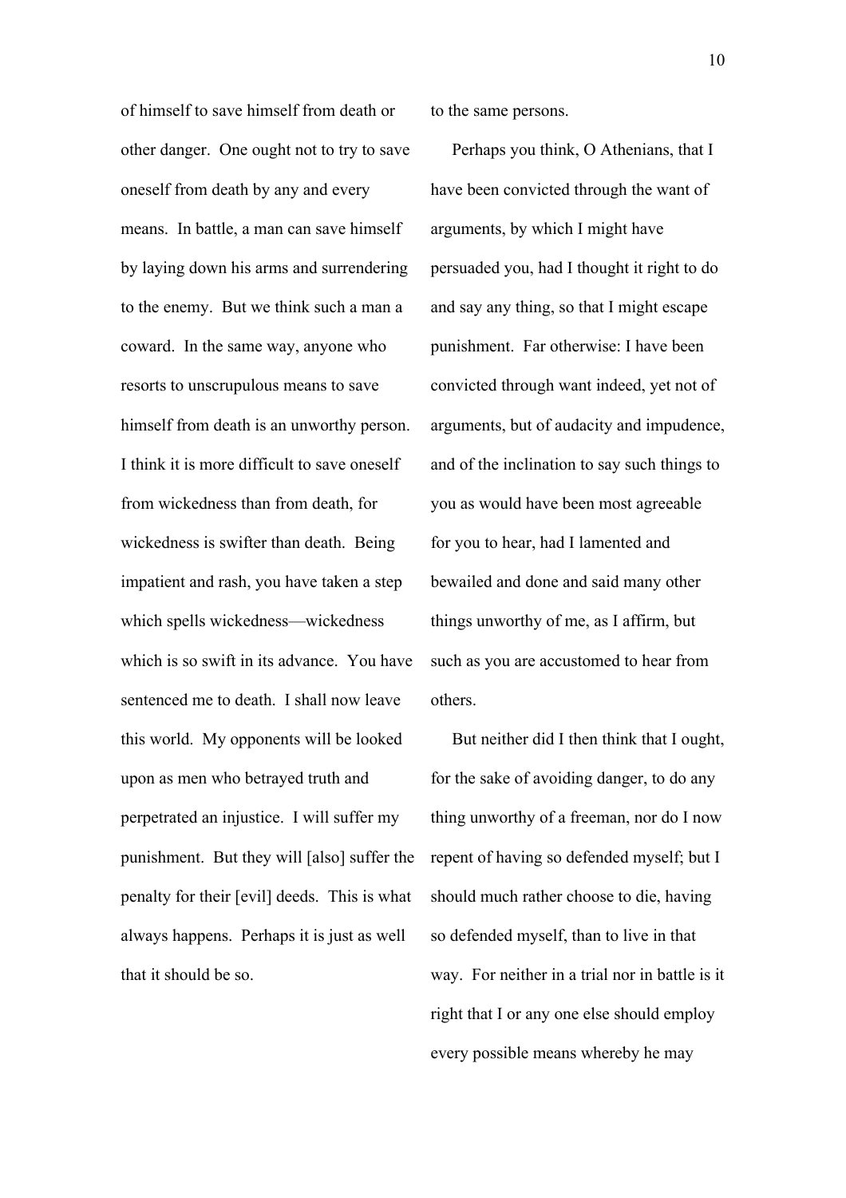of himself to save himself from death or other danger. One ought not to try to save oneself from death by any and every means. In battle, a man can save himself by laying down his arms and surrendering to the enemy. But we think such a man a coward. In the same way, anyone who resorts to unscrupulous means to save himself from death is an unworthy person. I think it is more difficult to save oneself from wickedness than from death, for wickedness is swifter than death. Being impatient and rash, you have taken a step which spells wickedness—wickedness which is so swift in its advance. You have sentenced me to death. I shall now leave this world. My opponents will be looked upon as men who betrayed truth and perpetrated an injustice. I will suffer my punishment. But they will [also] suffer the penalty for their [evil] deeds. This is what always happens. Perhaps it is just as well that it should be so.

to the same persons.

Perhaps you think, O Athenians, that I have been convicted through the want of arguments, by which I might have persuaded you, had I thought it right to do and say any thing, so that I might escape punishment. Far otherwise: I have been convicted through want indeed, yet not of arguments, but of audacity and impudence, and of the inclination to say such things to you as would have been most agreeable for you to hear, had I lamented and bewailed and done and said many other things unworthy of me, as I affirm, but such as you are accustomed to hear from others.

But neither did I then think that I ought, for the sake of avoiding danger, to do any thing unworthy of a freeman, nor do I now repent of having so defended myself; but I should much rather choose to die, having so defended myself, than to live in that way. For neither in a trial nor in battle is it right that I or any one else should employ every possible means whereby he may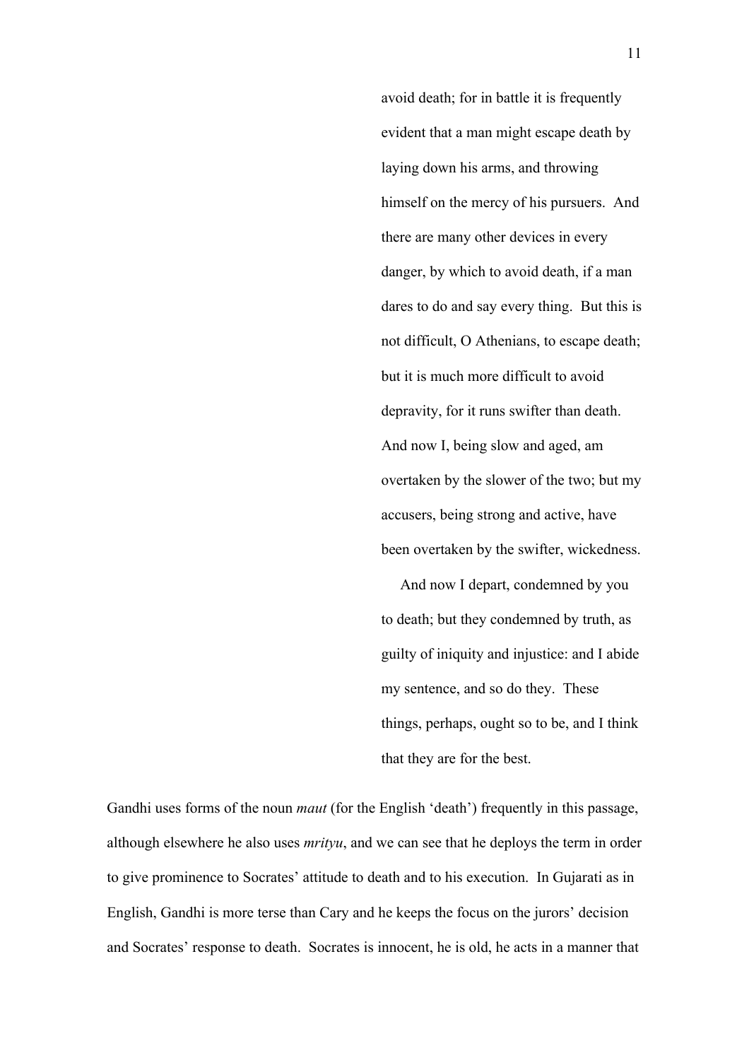avoid death; for in battle it is frequently evident that a man might escape death by laying down his arms, and throwing himself on the mercy of his pursuers. And there are many other devices in every danger, by which to avoid death, if a man dares to do and say every thing. But this is not difficult, O Athenians, to escape death; but it is much more difficult to avoid depravity, for it runs swifter than death. And now I, being slow and aged, am overtaken by the slower of the two; but my accusers, being strong and active, have been overtaken by the swifter, wickedness.

And now I depart, condemned by you to death; but they condemned by truth, as guilty of iniquity and injustice: and I abide my sentence, and so do they. These things, perhaps, ought so to be, and I think that they are for the best.

Gandhi uses forms of the noun *maut* (for the English 'death') frequently in this passage, although elsewhere he also uses *mrityu*, and we can see that he deploys the term in order to give prominence to Socrates' attitude to death and to his execution. In Gujarati as in English, Gandhi is more terse than Cary and he keeps the focus on the jurors' decision and Socrates' response to death. Socrates is innocent, he is old, he acts in a manner that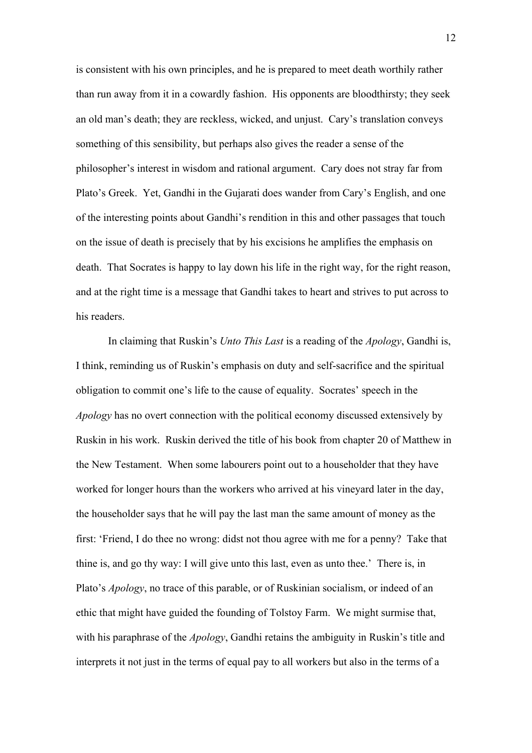is consistent with his own principles, and he is prepared to meet death worthily rather than run away from it in a cowardly fashion. His opponents are bloodthirsty; they seek an old man's death; they are reckless, wicked, and unjust. Cary's translation conveys something of this sensibility, but perhaps also gives the reader a sense of the philosopher's interest in wisdom and rational argument. Cary does not stray far from Plato's Greek. Yet, Gandhi in the Gujarati does wander from Cary's English, and one of the interesting points about Gandhi's rendition in this and other passages that touch on the issue of death is precisely that by his excisions he amplifies the emphasis on death. That Socrates is happy to lay down his life in the right way, for the right reason, and at the right time is a message that Gandhi takes to heart and strives to put across to his readers.

In claiming that Ruskin's *Unto This Last* is a reading of the *Apology*, Gandhi is, I think, reminding us of Ruskin's emphasis on duty and self-sacrifice and the spiritual obligation to commit one's life to the cause of equality. Socrates' speech in the *Apology* has no overt connection with the political economy discussed extensively by Ruskin in his work. Ruskin derived the title of his book from chapter 20 of Matthew in the New Testament. When some labourers point out to a householder that they have worked for longer hours than the workers who arrived at his vineyard later in the day, the householder says that he will pay the last man the same amount of money as the first: 'Friend, I do thee no wrong: didst not thou agree with me for a penny? Take that thine is, and go thy way: I will give unto this last, even as unto thee.' There is, in Plato's *Apology*, no trace of this parable, or of Ruskinian socialism, or indeed of an ethic that might have guided the founding of Tolstoy Farm. We might surmise that, with his paraphrase of the *Apology*, Gandhi retains the ambiguity in Ruskin's title and interprets it not just in the terms of equal pay to all workers but also in the terms of a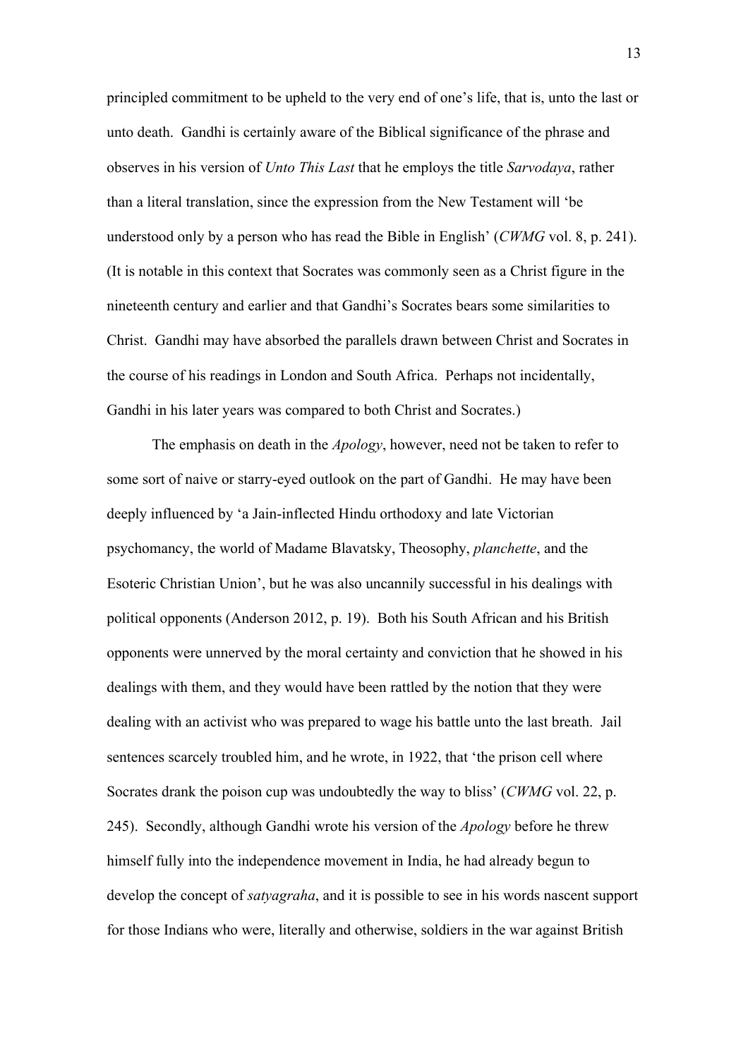principled commitment to be upheld to the very end of one's life, that is, unto the last or unto death. Gandhi is certainly aware of the Biblical significance of the phrase and observes in his version of *Unto This Last* that he employs the title *Sarvodaya*, rather than a literal translation, since the expression from the New Testament will 'be understood only by a person who has read the Bible in English' (*CWMG* vol. 8, p. 241). (It is notable in this context that Socrates was commonly seen as a Christ figure in the nineteenth century and earlier and that Gandhi's Socrates bears some similarities to Christ. Gandhi may have absorbed the parallels drawn between Christ and Socrates in the course of his readings in London and South Africa. Perhaps not incidentally, Gandhi in his later years was compared to both Christ and Socrates.)

The emphasis on death in the *Apology*, however, need not be taken to refer to some sort of naive or starry-eyed outlook on the part of Gandhi. He may have been deeply influenced by 'a Jain-inflected Hindu orthodoxy and late Victorian psychomancy, the world of Madame Blavatsky, Theosophy, *planchette*, and the Esoteric Christian Union', but he was also uncannily successful in his dealings with political opponents (Anderson 2012, p. 19). Both his South African and his British opponents were unnerved by the moral certainty and conviction that he showed in his dealings with them, and they would have been rattled by the notion that they were dealing with an activist who was prepared to wage his battle unto the last breath. Jail sentences scarcely troubled him, and he wrote, in 1922, that 'the prison cell where Socrates drank the poison cup was undoubtedly the way to bliss' (*CWMG* vol. 22, p. 245). Secondly, although Gandhi wrote his version of the *Apology* before he threw himself fully into the independence movement in India, he had already begun to develop the concept of *satyagraha*, and it is possible to see in his words nascent support for those Indians who were, literally and otherwise, soldiers in the war against British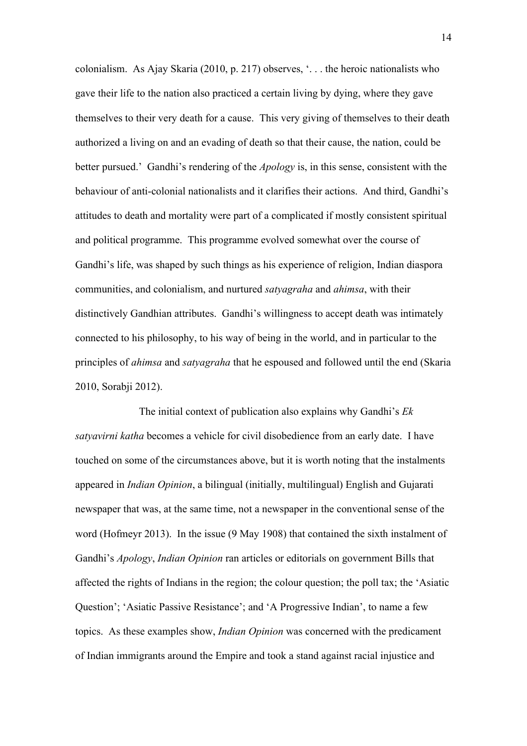colonialism. As Ajay Skaria (2010, p. 217) observes, '. . . the heroic nationalists who gave their life to the nation also practiced a certain living by dying, where they gave themselves to their very death for a cause. This very giving of themselves to their death authorized a living on and an evading of death so that their cause, the nation, could be better pursued.' Gandhi's rendering of the *Apology* is, in this sense, consistent with the behaviour of anti-colonial nationalists and it clarifies their actions. And third, Gandhi's attitudes to death and mortality were part of a complicated if mostly consistent spiritual and political programme. This programme evolved somewhat over the course of Gandhi's life, was shaped by such things as his experience of religion, Indian diaspora communities, and colonialism, and nurtured *satyagraha* and *ahimsa*, with their distinctively Gandhian attributes. Gandhi's willingness to accept death was intimately connected to his philosophy, to his way of being in the world, and in particular to the principles of *ahimsa* and *satyagraha* that he espoused and followed until the end (Skaria 2010, Sorabji 2012).

The initial context of publication also explains why Gandhi's *Ek satyavirni katha* becomes a vehicle for civil disobedience from an early date. I have touched on some of the circumstances above, but it is worth noting that the instalments appeared in *Indian Opinion*, a bilingual (initially, multilingual) English and Gujarati newspaper that was, at the same time, not a newspaper in the conventional sense of the word (Hofmeyr 2013). In the issue (9 May 1908) that contained the sixth instalment of Gandhi's *Apology*, *Indian Opinion* ran articles or editorials on government Bills that affected the rights of Indians in the region; the colour question; the poll tax; the 'Asiatic Question'; 'Asiatic Passive Resistance'; and 'A Progressive Indian', to name a few topics. As these examples show, *Indian Opinion* was concerned with the predicament of Indian immigrants around the Empire and took a stand against racial injustice and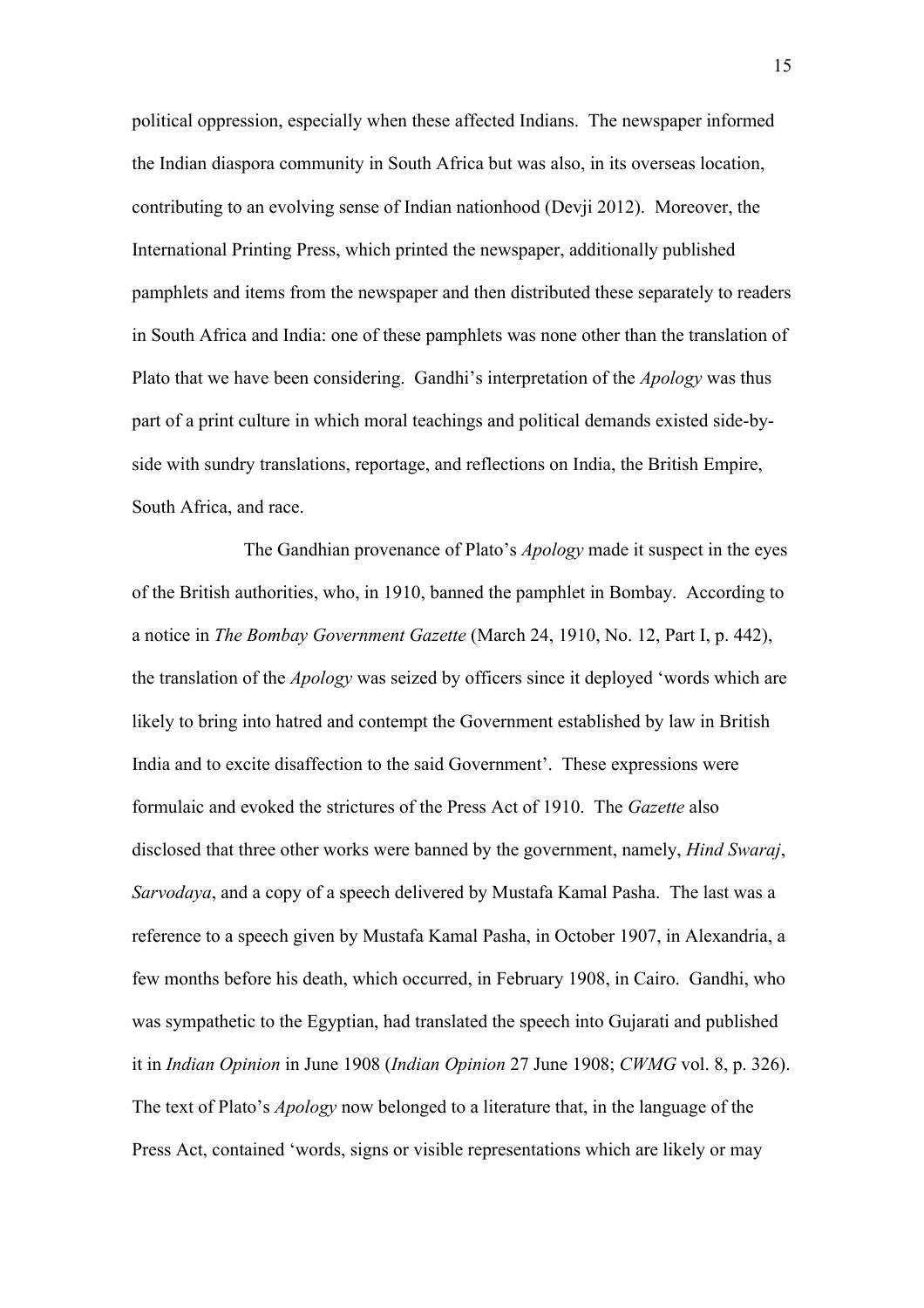political oppression, especially when these affected Indians. The newspaper informed the Indian diaspora community in South Africa but was also, in its overseas location, contributing to an evolving sense of Indian nationhood (Devji 2012). Moreover, the International Printing Press, which printed the newspaper, additionally published pamphlets and items from the newspaper and then distributed these separately to readers in South Africa and India: one of these pamphlets was none other than the translation of Plato that we have been considering. Gandhi's interpretation of the *Apology* was thus part of a print culture in which moral teachings and political demands existed side-by-side with sundry translations, reportage, and reflections on India, the British Empire, South Africa, and race.

The Gandhian provenance of Plato's *Apology* made it suspect in the eyes of the British authorities, who, in 1910, banned the pamphlet in Bombay. According to a notice in *The Bombay Government Gazette* (March 24, 1910, No. 12, Part I, p. 442), the translation of the *Apology* was seized by officers since it deployed 'words which are likely to bring into hatred and contempt the Government established by law in British India and to excite disaffection to the said Government'. These expressions were formulaic and evoked the strictures of the Press Act of 1910. The *Gazette* also disclosed that three other works were banned by the government, namely, *Hind Swaraj*, *Sarvodaya*, and a copy of a speech delivered by Mustafa Kamal Pasha. The last was a reference to a speech given by Mustafa Kamal Pasha, in October 1907, in Alexandria, a few months before his death, which occurred, in February 1908, in Cairo. Gandhi, who was sympathetic to the Egyptian, had translated the speech into Gujarati and published it in *Indian Opinion* in June 1908 (*Indian Opinion* 27 June 1908; *CWMG* vol. 8, p. 326). The text of Plato's *Apology* now belonged to a literature that, in the language of the Press Act, contained 'words, signs or visible representations which are likely or may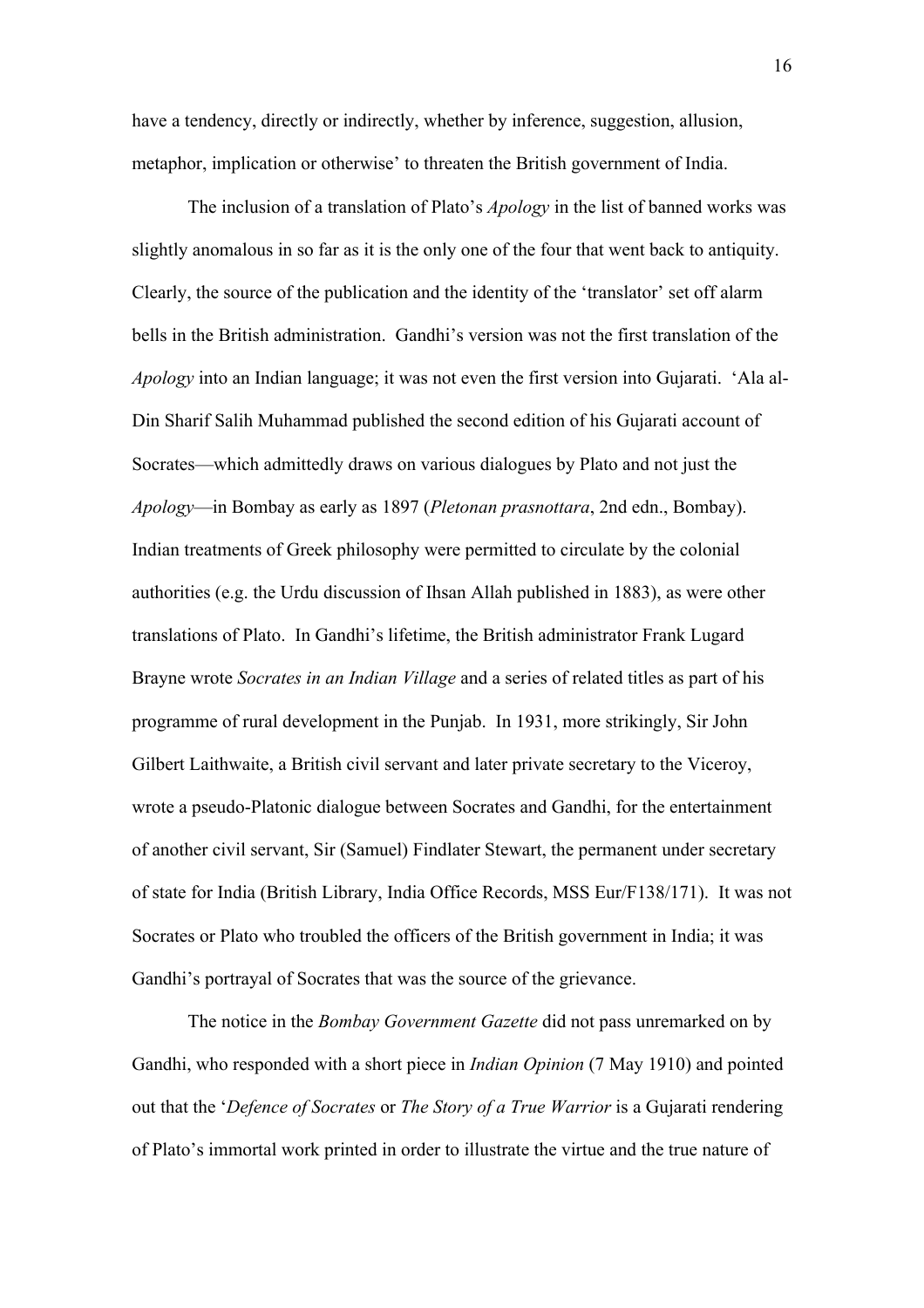have a tendency, directly or indirectly, whether by inference, suggestion, allusion, metaphor, implication or otherwise' to threaten the British government of India.

The inclusion of a translation of Plato's *Apology* in the list of banned works was slightly anomalous in so far as it is the only one of the four that went back to antiquity. Clearly, the source of the publication and the identity of the 'translator' set off alarm bells in the British administration. Gandhi's version was not the first translation of the *Apology* into an Indian language; it was not even the first version into Gujarati. 'Ala al-Din Sharif Salih Muhammad published the second edition of his Gujarati account of Socrates—which admittedly draws on various dialogues by Plato and not just the *Apology*—in Bombay as early as 1897 (*Pletonan prasnottara*, 2nd edn., Bombay). Indian treatments of Greek philosophy were permitted to circulate by the colonial authorities (e.g. the Urdu discussion of Ihsan Allah published in 1883), as were other translations of Plato. In Gandhi's lifetime, the British administrator Frank Lugard Brayne wrote *Socrates in an Indian Village* and a series of related titles as part of his programme of rural development in the Punjab. In 1931, more strikingly, Sir John Gilbert Laithwaite, a British civil servant and later private secretary to the Viceroy, wrote a pseudo-Platonic dialogue between Socrates and Gandhi, for the entertainment of another civil servant, Sir (Samuel) Findlater Stewart, the permanent under secretary of state for India (British Library, India Office Records, MSS Eur/F138/171). It was not Socrates or Plato who troubled the officers of the British government in India; it was Gandhi's portrayal of Socrates that was the source of the grievance.

The notice in the *Bombay Government Gazette* did not pass unremarked on by Gandhi, who responded with a short piece in *Indian Opinion* (7 May 1910) and pointed out that the '*Defence of Socrates* or *The Story of a True Warrior* is a Gujarati rendering of Plato's immortal work printed in order to illustrate the virtue and the true nature of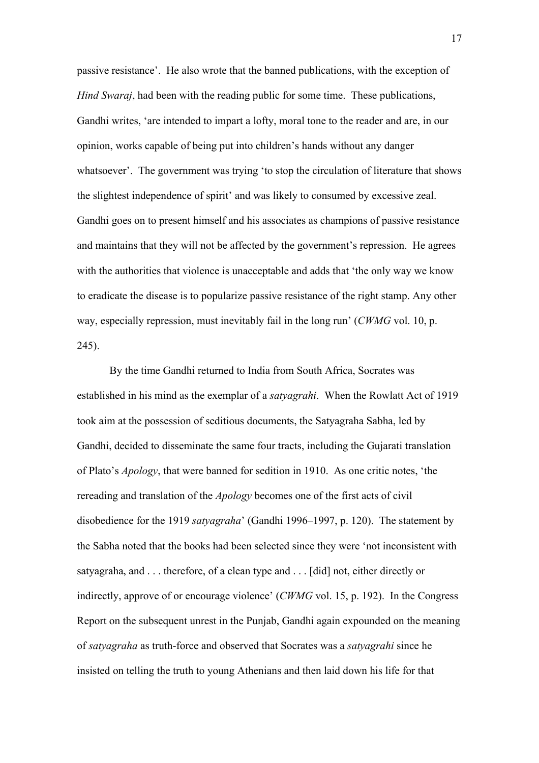passive resistance'. He also wrote that the banned publications, with the exception of *Hind Swaraj*, had been with the reading public for some time. These publications, Gandhi writes, 'are intended to impart a lofty, moral tone to the reader and are, in our opinion, works capable of being put into children's hands without any danger whatsoever'. The government was trying 'to stop the circulation of literature that shows the slightest independence of spirit' and was likely to consumed by excessive zeal. Gandhi goes on to present himself and his associates as champions of passive resistance and maintains that they will not be affected by the government's repression. He agrees with the authorities that violence is unacceptable and adds that 'the only way we know to eradicate the disease is to popularize passive resistance of the right stamp. Any other way, especially repression, must inevitably fail in the long run' (*CWMG* vol. 10, p. 245).

By the time Gandhi returned to India from South Africa, Socrates was established in his mind as the exemplar of a *satyagrahi*. When the Rowlatt Act of 1919 took aim at the possession of seditious documents, the Satyagraha Sabha, led by Gandhi, decided to disseminate the same four tracts, including the Gujarati translation of Plato's *Apology*, that were banned for sedition in 1910. As one critic notes, 'the rereading and translation of the *Apology* becomes one of the first acts of civil disobedience for the 1919 *satyagraha*' (Gandhi 1996–1997, p. 120). The statement by the Sabha noted that the books had been selected since they were 'not inconsistent with satyagraha, and . . . therefore, of a clean type and . . . [did] not, either directly or indirectly, approve of or encourage violence' (*CWMG* vol. 15, p. 192). In the Congress Report on the subsequent unrest in the Punjab, Gandhi again expounded on the meaning of *satyagraha* as truth-force and observed that Socrates was a *satyagrahi* since he insisted on telling the truth to young Athenians and then laid down his life for that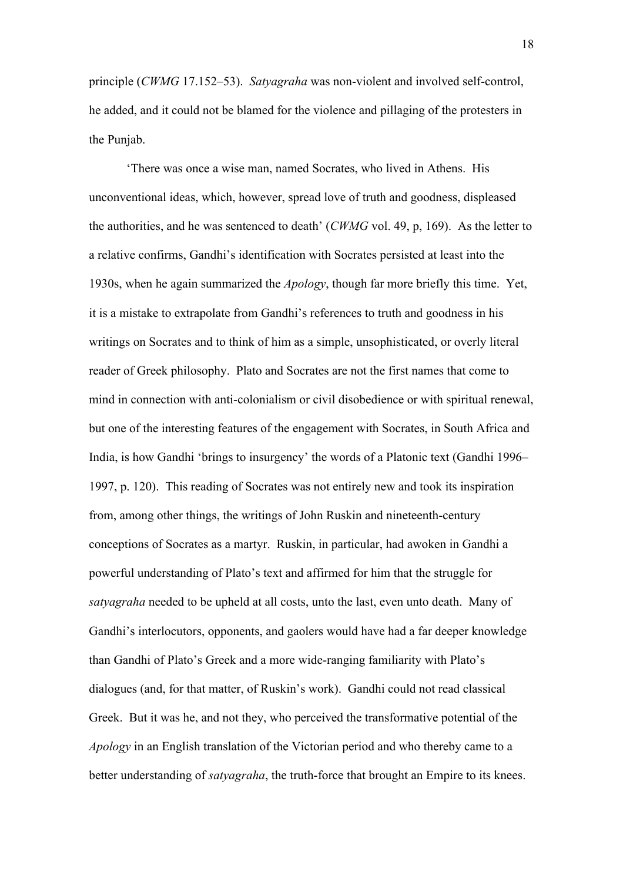principle (*CWMG* 17.152–53). *Satyagraha* was non-violent and involved self-control, he added, and it could not be blamed for the violence and pillaging of the protesters in the Punjab.

'There was once a wise man, named Socrates, who lived in Athens. His unconventional ideas, which, however, spread love of truth and goodness, displeased the authorities, and he was sentenced to death' (*CWMG* vol. 49, p, 169). As the letter to a relative confirms, Gandhi's identification with Socrates persisted at least into the 1930s, when he again summarized the *Apology*, though far more briefly this time. Yet, it is a mistake to extrapolate from Gandhi's references to truth and goodness in his writings on Socrates and to think of him as a simple, unsophisticated, or overly literal reader of Greek philosophy. Plato and Socrates are not the first names that come to mind in connection with anti-colonialism or civil disobedience or with spiritual renewal, but one of the interesting features of the engagement with Socrates, in South Africa and India, is how Gandhi 'brings to insurgency' the words of a Platonic text (Gandhi 1996–1997, p. 120). This reading of Socrates was not entirely new and took its inspiration from, among other things, the writings of John Ruskin and nineteenth-century conceptions of Socrates as a martyr. Ruskin, in particular, had awoken in Gandhi a powerful understanding of Plato's text and affirmed for him that the struggle for *satyagraha* needed to be upheld at all costs, unto the last, even unto death. Many of Gandhi's interlocutors, opponents, and gaolers would have had a far deeper knowledge than Gandhi of Plato's Greek and a more wide-ranging familiarity with Plato's dialogues (and, for that matter, of Ruskin's work). Gandhi could not read classical Greek. But it was he, and not they, who perceived the transformative potential of the *Apology* in an English translation of the Victorian period and who thereby came to a better understanding of *satyagraha*, the truth-force that brought an Empire to its knees.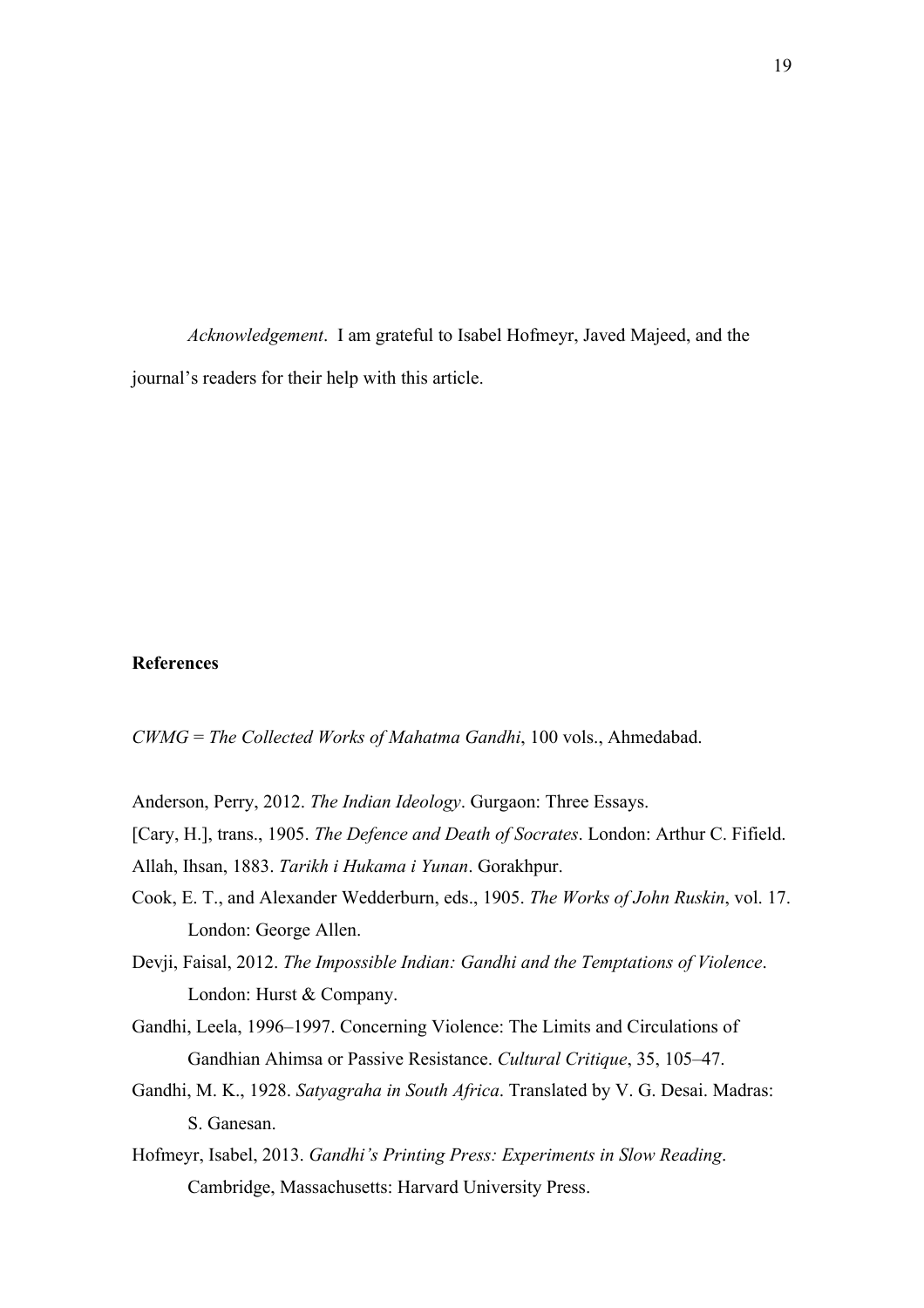*Acknowledgement*. I am grateful to Isabel Hofmeyr, Javed Majeed, and the journal's readers for their help with this article.

## References

*CWMG* = *The Collected Works of Mahatma Gandhi*, 100 vols., Ahmedabad.

Anderson, Perry, 2012. *The Indian Ideology*. Gurgaon: Three Essays.

[Cary, H.], trans., 1905. *The Defence and Death of Socrates*. London: Arthur C. Fifield.

Allah, Ihsan, 1883. *Tarikh i Hukama i Yunan*. Gorakhpur.

Cook, E. T., and Alexander Wedderburn, eds., 1905. *The Works of John Ruskin*, vol. 17. London: George Allen.

Devji, Faisal, 2012. *The Impossible Indian: Gandhi and the Temptations of Violence*. London: Hurst & Company.

Gandhi, Leela, 1996–1997. Concerning Violence: The Limits and Circulations of Gandhian Ahimsa or Passive Resistance. *Cultural Critique*, 35, 105–47.

Gandhi, M. K., 1928. *Satyagraha in South Africa*. Translated by V. G. Desai. Madras: S. Ganesan.

Hofmeyr, Isabel, 2013. *Gandhi's Printing Press: Experiments in Slow Reading*. Cambridge, Massachusetts: Harvard University Press.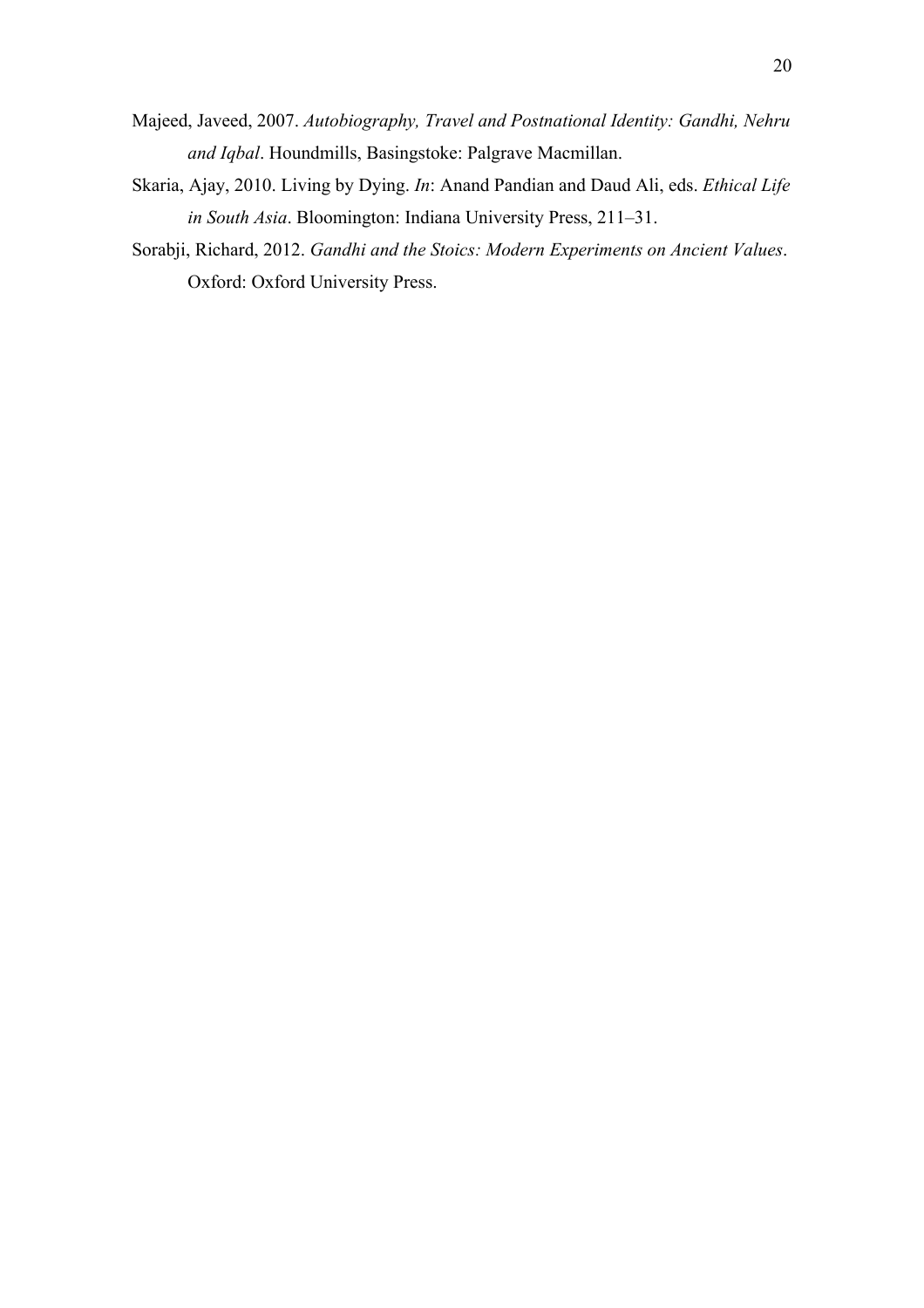Majeed, Javeed, 2007. *Autobiography, Travel and Postnational Identity: Gandhi, Nehru and Iqbal*. Houndmills, Basingstoke: Palgrave Macmillan.

Skaria, Ajay, 2010. Living by Dying. *In*: Anand Pandian and Daud Ali, eds. *Ethical Life in South Asia*. Bloomington: Indiana University Press, 211–31.

Sorabji, Richard, 2012. *Gandhi and the Stoics: Modern Experiments on Ancient Values*. Oxford: Oxford University Press.